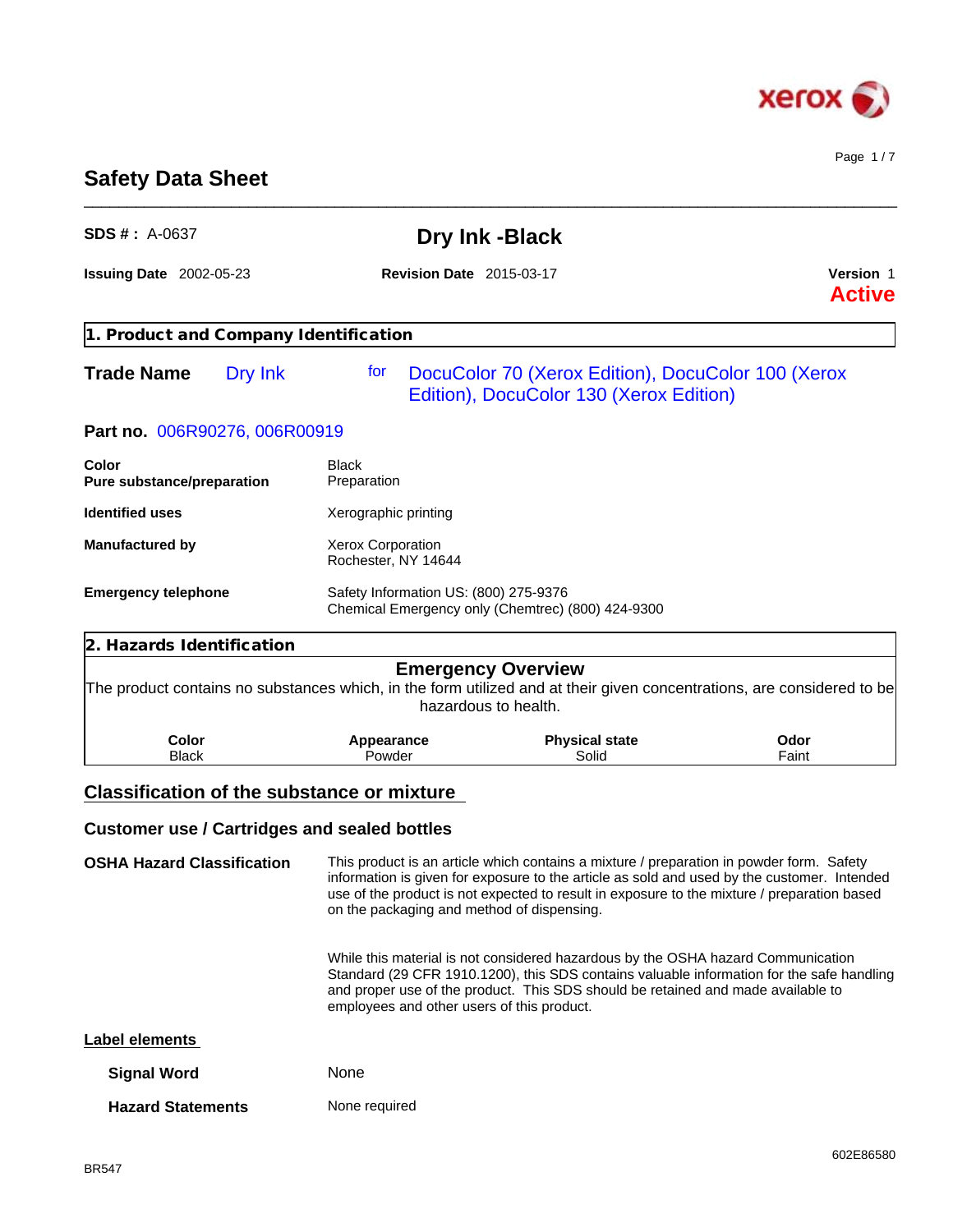# Safety Data Sheet

**SDS # :** A-0637

## Dry Ink -Black

**Issuing Date** 2002-05-23 **Revision Date** 2015-03-17 **Version** 1

**Active**

## 1. Product and Company Identification

**Trade Name** Dry Ink for DocuColor 70 (Xerox Edition), DocuColor 100 (Xerox Edition), DocuColor 130 (Xerox Edition)

**Part no.** 006R90276, 006R00919

| | |
|---|---|
| **Color** | Black |
| **Pure substance/preparation** | Preparation |
| **Identified uses** | Xerographic printing |
| **Manufactured by** | Xerox Corporation<br>Rochester, NY 14644 |
| **Emergency telephone** | Safety Information US: (800) 275-9376<br>Chemical Emergency only (Chemtrec) (800) 424-9300 |

## 2. Hazards Identification

### Emergency Overview

The product contains no substances which, in the form utilized and at their given concentrations, are considered to be hazardous to health.

| Color | Appearance | Physical state | Odor |
|---|---|---|---|
| Black | Powder | Solid | Faint |

## Classification of the substance or mixture

### Customer use / Cartridges and sealed bottles

**OSHA Hazard Classification**

This product is an article which contains a mixture / preparation in powder form. Safety information is given for exposure to the article as sold and used by the customer. Intended use of the product is not expected to result in exposure to the mixture / preparation based on the packaging and method of dispensing.

While this material is not considered hazardous by the OSHA hazard Communication Standard (29 CFR 1910.1200), this SDS contains valuable information for the safe handling and proper use of the product. This SDS should be retained and made available to employees and other users of this product.

### Label elements

**Signal Word** None

**Hazard Statements** None required

BR547

602E86580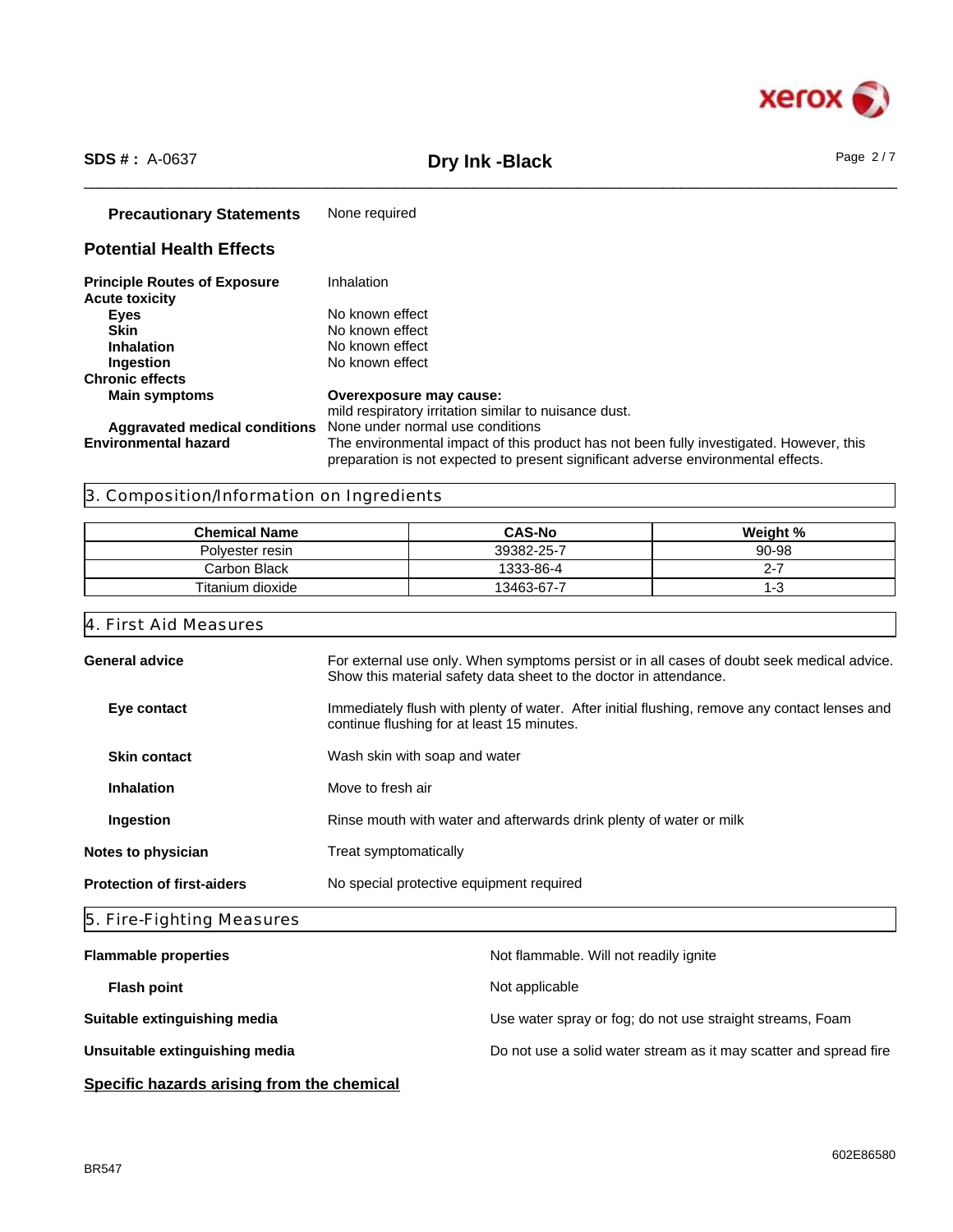**Precautionary Statements** None required

## Potential Health Effects

**Principle Routes of Exposure** Inhalation

**Acute toxicity**

- **Eyes** No known effect
- **Skin** No known effect
- **Inhalation** No known effect
- **Ingestion** No known effect

**Chronic effects**

- **Main symptoms** **Overexposure may cause:** mild respiratory irritation similar to nuisance dust.
- **Aggravated medical conditions** None under normal use conditions

**Environmental hazard** The environmental impact of this product has not been fully investigated. However, this preparation is not expected to present significant adverse environmental effects.

## 3. Composition/Information on Ingredients

| Chemical Name | CAS-No | Weight % |
|---|---|---|
| Polyester resin | 39382-25-7 | 90-98 |
| Carbon Black | 1333-86-4 | 2-7 |
| Titanium dioxide | 13463-67-7 | 1-3 |

## 4. First Aid Measures

**General advice** For external use only. When symptoms persist or in all cases of doubt seek medical advice. Show this material safety data sheet to the doctor in attendance.

**Eye contact** Immediately flush with plenty of water. After initial flushing, remove any contact lenses and continue flushing for at least 15 minutes.

**Skin contact** Wash skin with soap and water

**Inhalation** Move to fresh air

**Ingestion** Rinse mouth with water and afterwards drink plenty of water or milk

**Notes to physician** Treat symptomatically

**Protection of first-aiders** No special protective equipment required

## 5. Fire-Fighting Measures

**Flammable properties** Not flammable. Will not readily ignite

**Flash point** Not applicable

**Suitable extinguishing media** Use water spray or fog; do not use straight streams, Foam

**Unsuitable extinguishing media** Do not use a solid water stream as it may scatter and spread fire

**Specific hazards arising from the chemical**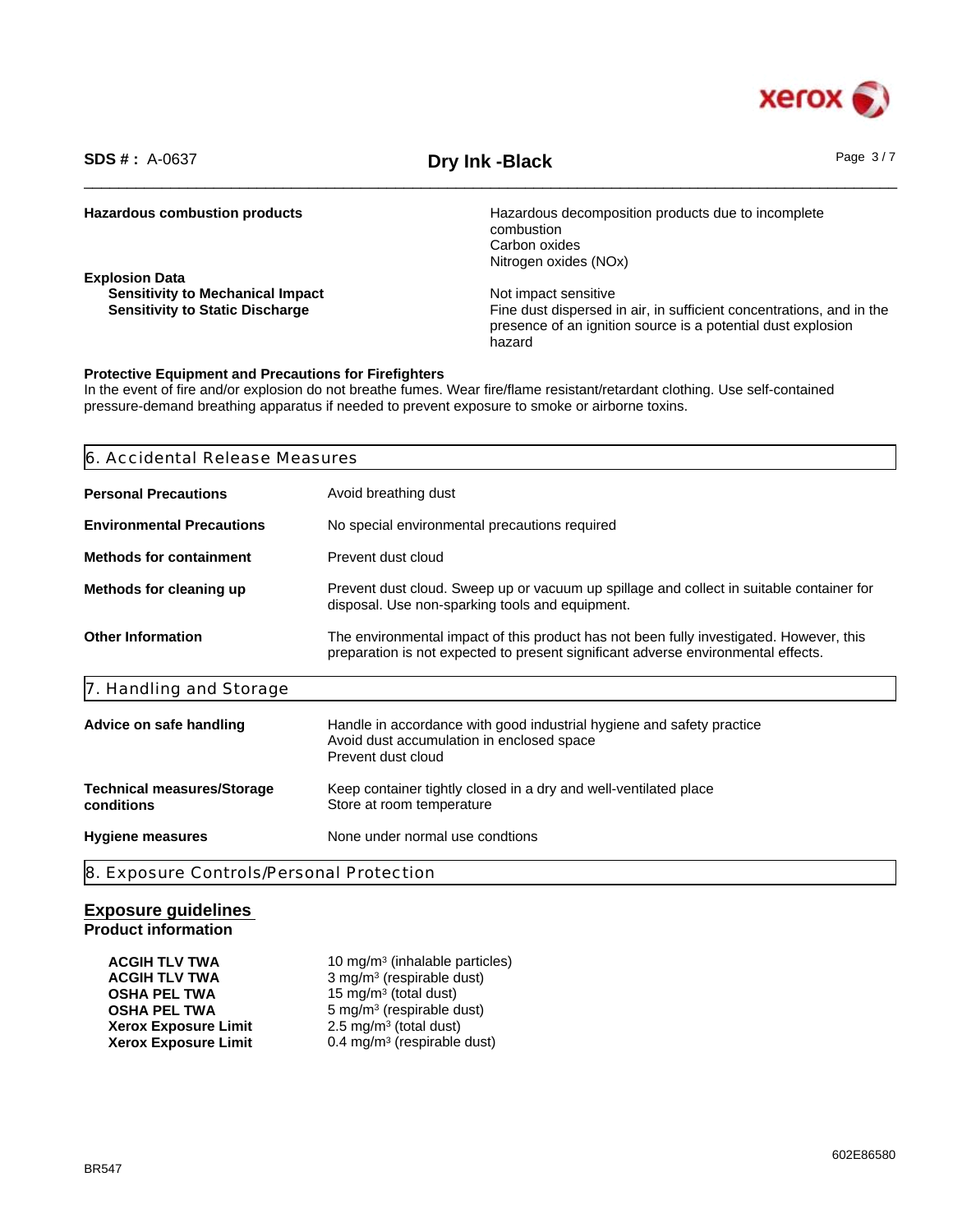**Hazardous combustion products**

Hazardous decomposition products due to incomplete combustion
Carbon oxides
Nitrogen oxides (NOx)

**Explosion Data**

| | |
|---|---|
| **Sensitivity to Mechanical Impact** | Not impact sensitive |
| **Sensitivity to Static Discharge** | Fine dust dispersed in air, in sufficient concentrations, and in the presence of an ignition source is a potential dust explosion hazard |

**Protective Equipment and Precautions for Firefighters**

In the event of fire and/or explosion do not breathe fumes. Wear fire/flame resistant/retardant clothing. Use self-contained pressure-demand breathing apparatus if needed to prevent exposure to smoke or airborne toxins.

## 6. Accidental Release Measures

| | |
|---|---|
| **Personal Precautions** | Avoid breathing dust |
| **Environmental Precautions** | No special environmental precautions required |
| **Methods for containment** | Prevent dust cloud |
| **Methods for cleaning up** | Prevent dust cloud. Sweep up or vacuum up spillage and collect in suitable container for disposal. Use non-sparking tools and equipment. |
| **Other Information** | The environmental impact of this product has not been fully investigated. However, this preparation is not expected to present significant adverse environmental effects. |

## 7. Handling and Storage

| | |
|---|---|
| **Advice on safe handling** | Handle in accordance with good industrial hygiene and safety practice<br>Avoid dust accumulation in enclosed space<br>Prevent dust cloud |
| **Technical measures/Storage conditions** | Keep container tightly closed in a dry and well-ventilated place<br>Store at room temperature |
| **Hygiene measures** | None under normal use condtions |

## 8. Exposure Controls/Personal Protection

### Exposure guidelines

**Product information**

| | |
|---|---|
| **ACGIH TLV TWA** | 10 mg/m³ (inhalable particles) |
| **ACGIH TLV TWA** | 3 mg/m³ (respirable dust) |
| **OSHA PEL TWA** | 15 mg/m³ (total dust) |
| **OSHA PEL TWA** | 5 mg/m³ (respirable dust) |
| **Xerox Exposure Limit** | 2.5 mg/m³ (total dust) |
| **Xerox Exposure Limit** | 0.4 mg/m³ (respirable dust) |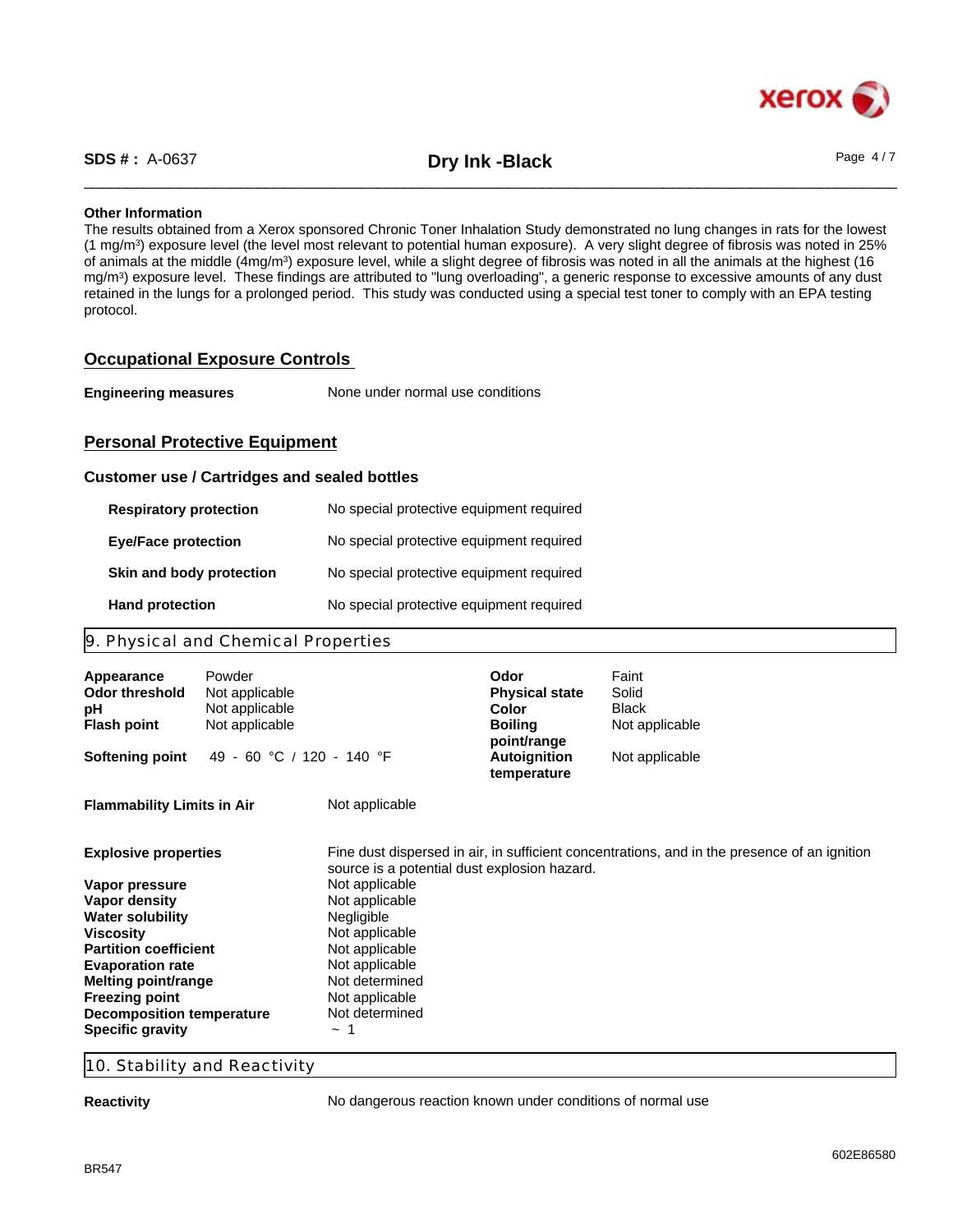**Other Information**

The results obtained from a Xerox sponsored Chronic Toner Inhalation Study demonstrated no lung changes in rats for the lowest (1 mg/m³) exposure level (the level most relevant to potential human exposure). A very slight degree of fibrosis was noted in 25% of animals at the middle (4mg/m³) exposure level, while a slight degree of fibrosis was noted in all the animals at the highest (16 mg/m³) exposure level. These findings are attributed to "lung overloading", a generic response to excessive amounts of any dust retained in the lungs for a prolonged period. This study was conducted using a special test toner to comply with an EPA testing protocol.

## Occupational Exposure Controls

**Engineering measures** None under normal use conditions

## Personal Protective Equipment

### Customer use / Cartridges and sealed bottles

| | |
|---|---|
| **Respiratory protection** | No special protective equipment required |
| **Eye/Face protection** | No special protective equipment required |
| **Skin and body protection** | No special protective equipment required |
| **Hand protection** | No special protective equipment required |

## 9. Physical and Chemical Properties

| | | | |
|---|---|---|---|
| **Appearance** | Powder | **Odor** | Faint |
| **Odor threshold** | Not applicable | **Physical state** | Solid |
| **pH** | Not applicable | **Color** | Black |
| **Flash point** | Not applicable | **Boiling point/range** | Not applicable |
| **Softening point** | 49 - 60 °C / 120 - 140 °F | **Autoignition temperature** | Not applicable |

**Flammability Limits in Air** Not applicable

| | |
|---|---|
| **Explosive properties** | Fine dust dispersed in air, in sufficient concentrations, and in the presence of an ignition source is a potential dust explosion hazard. |
| **Vapor pressure** | Not applicable |
| **Vapor density** | Not applicable |
| **Water solubility** | Negligible |
| **Viscosity** | Not applicable |
| **Partition coefficient** | Not applicable |
| **Evaporation rate** | Not applicable |
| **Melting point/range** | Not determined |
| **Freezing point** | Not applicable |
| **Decomposition temperature** | Not determined |
| **Specific gravity** | ~ 1 |

## 10. Stability and Reactivity

**Reactivity** No dangerous reaction known under conditions of normal use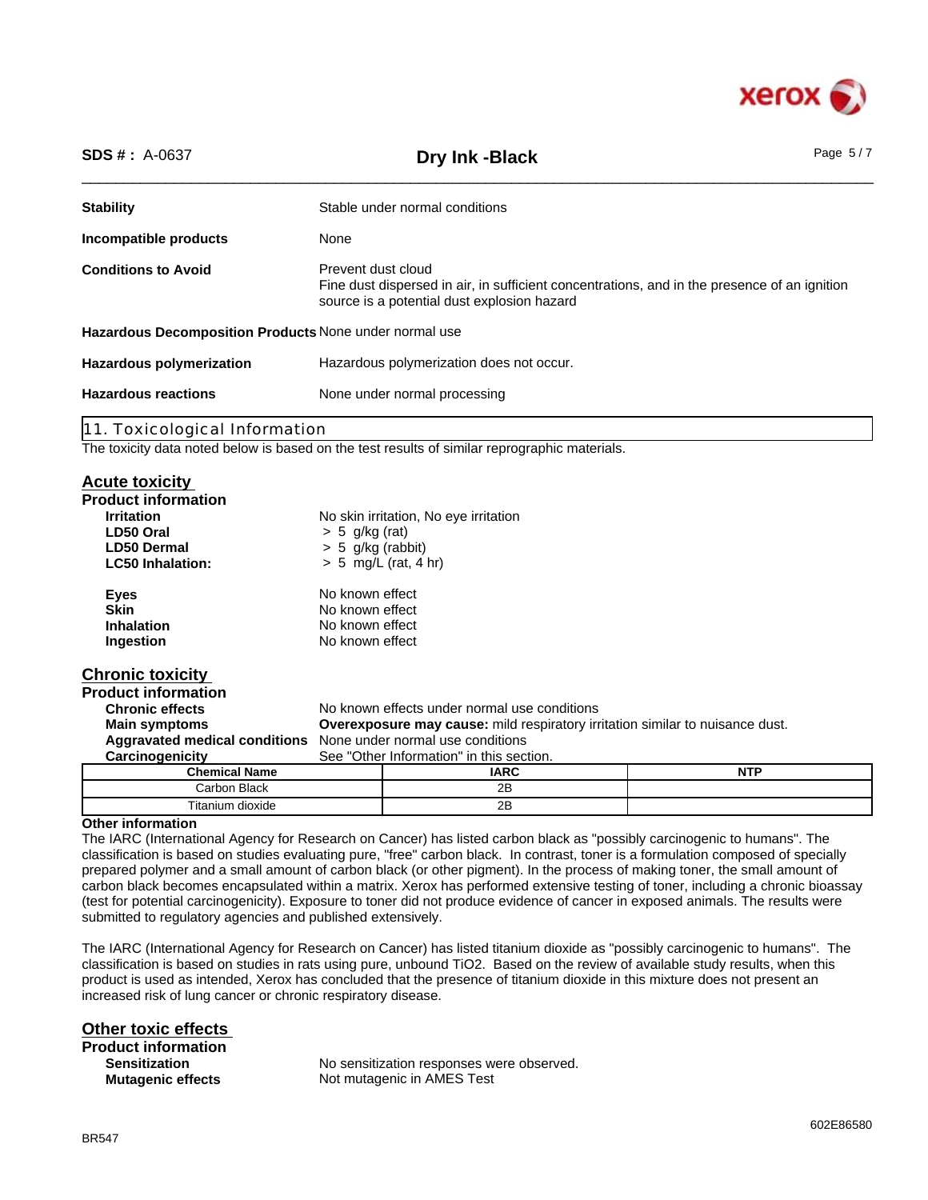| | |
|---|---|
| **Stability** | Stable under normal conditions |
| **Incompatible products** | None |
| **Conditions to Avoid** | Prevent dust cloud<br>Fine dust dispersed in air, in sufficient concentrations, and in the presence of an ignition source is a potential dust explosion hazard |
| **Hazardous Decomposition Products** | None under normal use |
| **Hazardous polymerization** | Hazardous polymerization does not occur. |
| **Hazardous reactions** | None under normal processing |

## 11. Toxicological Information

The toxicity data noted below is based on the test results of similar reprographic materials.

### Acute toxicity

**Product information**

| | |
|---|---|
| **Irritation** | No skin irritation, No eye irritation |
| **LD50 Oral** | > 5 g/kg (rat) |
| **LD50 Dermal** | > 5 g/kg (rabbit) |
| **LC50 Inhalation:** | > 5 mg/L (rat, 4 hr) |
| **Eyes** | No known effect |
| **Skin** | No known effect |
| **Inhalation** | No known effect |
| **Ingestion** | No known effect |

### Chronic toxicity

**Product information**

| | |
|---|---|
| **Chronic effects** | No known effects under normal use conditions |
| **Main symptoms** | **Overexposure may cause:** mild respiratory irritation similar to nuisance dust. |
| **Aggravated medical conditions** | None under normal use conditions |
| **Carcinogenicity** | See "Other Information" in this section. |

| Chemical Name | IARC | NTP |
|---|---|---|
| Carbon Black | 2B | |
| Titanium dioxide | 2B | |

**Other information**

The IARC (International Agency for Research on Cancer) has listed carbon black as "possibly carcinogenic to humans". The classification is based on studies evaluating pure, "free" carbon black. In contrast, toner is a formulation composed of specially prepared polymer and a small amount of carbon black (or other pigment). In the process of making toner, the small amount of carbon black becomes encapsulated within a matrix. Xerox has performed extensive testing of toner, including a chronic bioassay (test for potential carcinogenicity). Exposure to toner did not produce evidence of cancer in exposed animals. The results were submitted to regulatory agencies and published extensively.

The IARC (International Agency for Research on Cancer) has listed titanium dioxide as "possibly carcinogenic to humans". The classification is based on studies in rats using pure, unbound $TiO_2$. Based on the review of available study results, when this product is used as intended, Xerox has concluded that the presence of titanium dioxide in this mixture does not present an increased risk of lung cancer or chronic respiratory disease.

### Other toxic effects

**Product information**

| | |
|---|---|
| **Sensitization** | No sensitization responses were observed. |
| **Mutagenic effects** | Not mutagenic in AMES Test |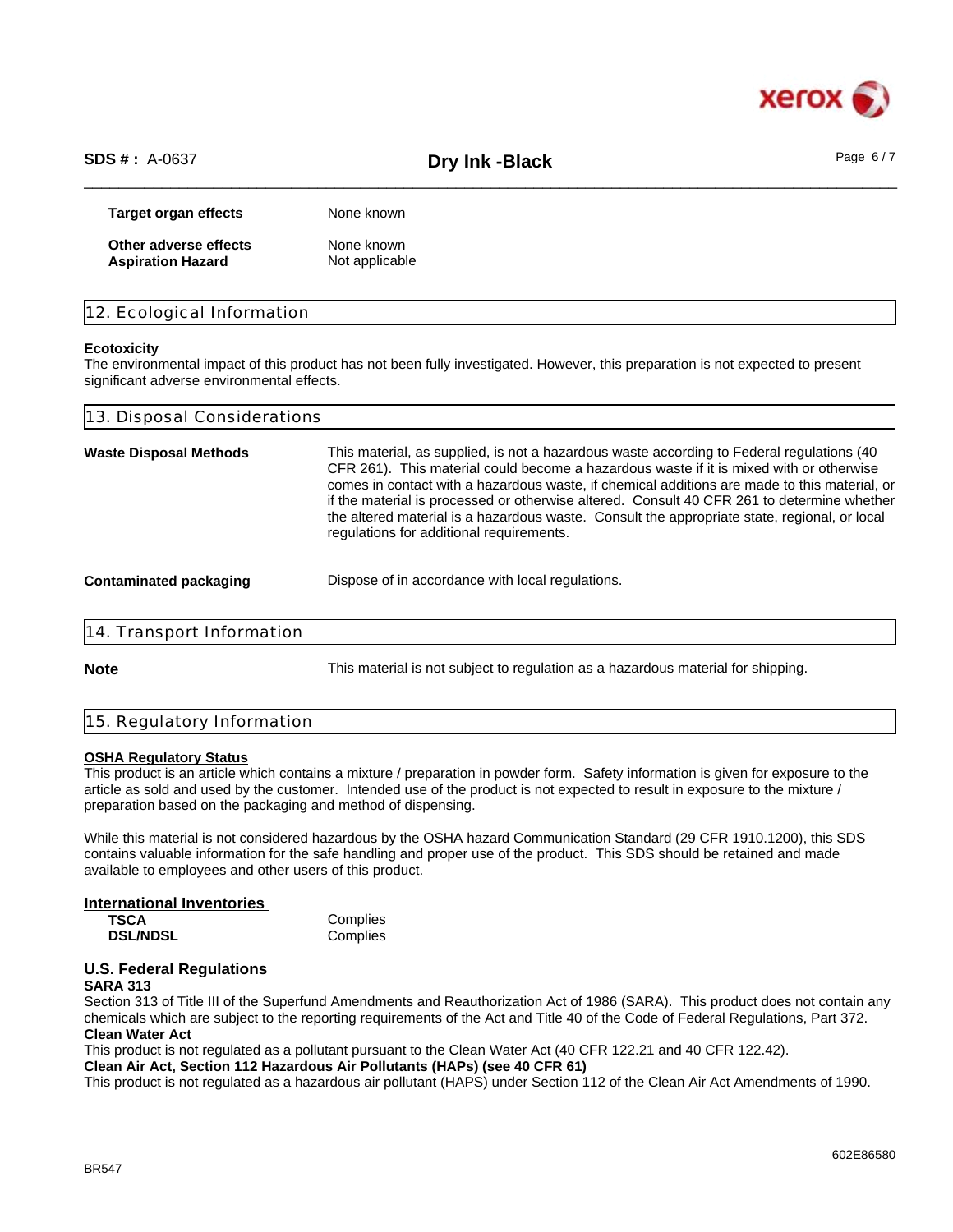**Target organ effects** None known

**Other adverse effects** None known
**Aspiration Hazard** Not applicable

## 12. Ecological Information

**Ecotoxicity**
The environmental impact of this product has not been fully investigated. However, this preparation is not expected to present significant adverse environmental effects.

## 13. Disposal Considerations

**Waste Disposal Methods** This material, as supplied, is not a hazardous waste according to Federal regulations (40 CFR 261). This material could become a hazardous waste if it is mixed with or otherwise comes in contact with a hazardous waste, if chemical additions are made to this material, or if the material is processed or otherwise altered. Consult 40 CFR 261 to determine whether the altered material is a hazardous waste. Consult the appropriate state, regional, or local regulations for additional requirements.

**Contaminated packaging** Dispose of in accordance with local regulations.

## 14. Transport Information

**Note** This material is not subject to regulation as a hazardous material for shipping.

## 15. Regulatory Information

**OSHA Regulatory Status**
This product is an article which contains a mixture / preparation in powder form. Safety information is given for exposure to the article as sold and used by the customer. Intended use of the product is not expected to result in exposure to the mixture / preparation based on the packaging and method of dispensing.

While this material is not considered hazardous by the OSHA hazard Communication Standard (29 CFR 1910.1200), this SDS contains valuable information for the safe handling and proper use of the product. This SDS should be retained and made available to employees and other users of this product.

**International Inventories**

| | |
|---|---|
| **TSCA** | Complies |
| **DSL/NDSL** | Complies |

**U.S. Federal Regulations**

**SARA 313**
Section 313 of Title III of the Superfund Amendments and Reauthorization Act of 1986 (SARA). This product does not contain any chemicals which are subject to the reporting requirements of the Act and Title 40 of the Code of Federal Regulations, Part 372.

**Clean Water Act**
This product is not regulated as a pollutant pursuant to the Clean Water Act (40 CFR 122.21 and 40 CFR 122.42).

**Clean Air Act, Section 112 Hazardous Air Pollutants (HAPs) (see 40 CFR 61)**
This product is not regulated as a hazardous air pollutant (HAPS) under Section 112 of the Clean Air Act Amendments of 1990.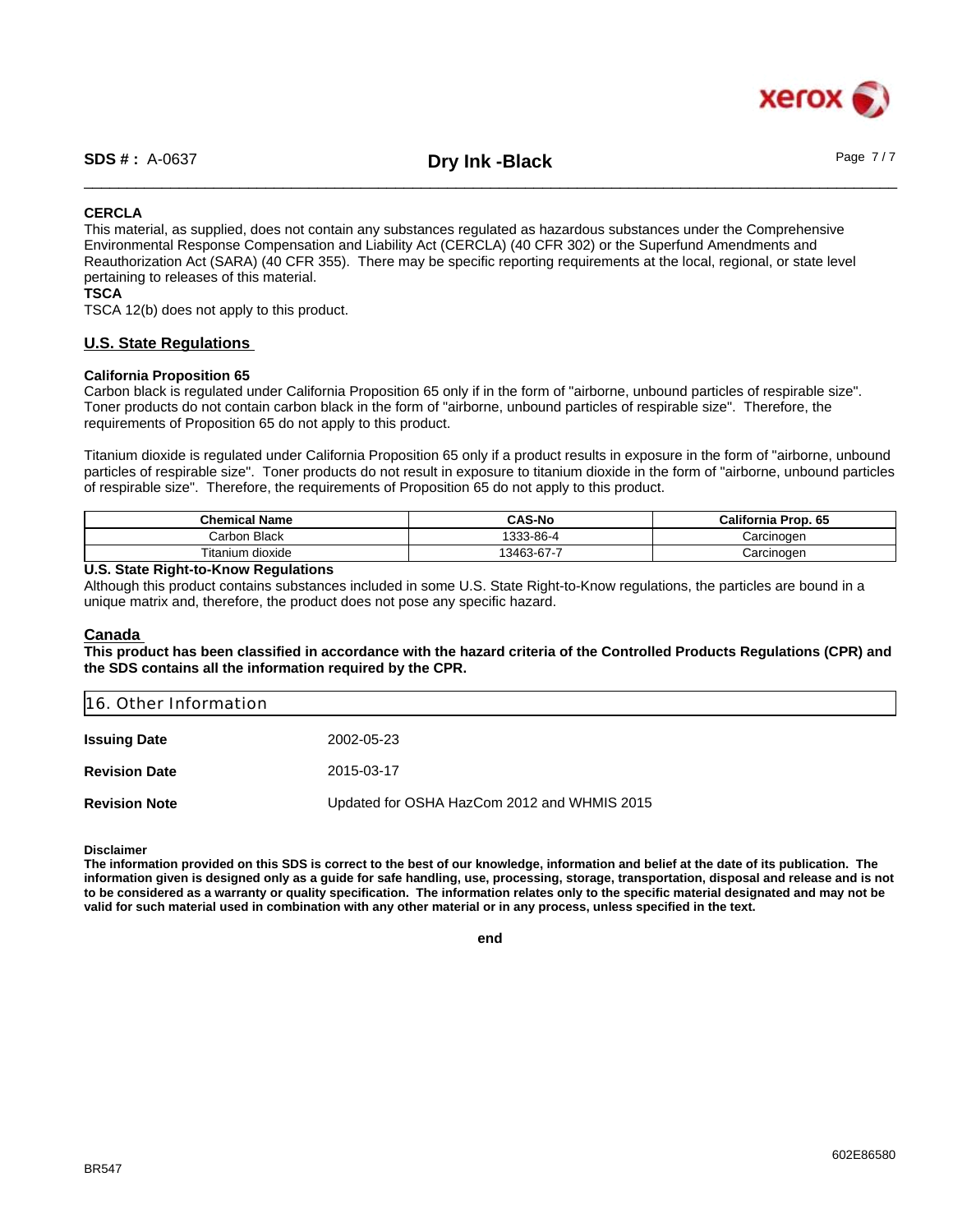**CERCLA**

This material, as supplied, does not contain any substances regulated as hazardous substances under the Comprehensive Environmental Response Compensation and Liability Act (CERCLA) (40 CFR 302) or the Superfund Amendments and Reauthorization Act (SARA) (40 CFR 355). There may be specific reporting requirements at the local, regional, or state level pertaining to releases of this material.

**TSCA**

TSCA 12(b) does not apply to this product.

## U.S. State Regulations

**California Proposition 65**

Carbon black is regulated under California Proposition 65 only if in the form of "airborne, unbound particles of respirable size". Toner products do not contain carbon black in the form of "airborne, unbound particles of respirable size". Therefore, the requirements of Proposition 65 do not apply to this product.

Titanium dioxide is regulated under California Proposition 65 only if a product results in exposure in the form of "airborne, unbound particles of respirable size". Toner products do not result in exposure to titanium dioxide in the form of "airborne, unbound particles of respirable size". Therefore, the requirements of Proposition 65 do not apply to this product.

| Chemical Name | CAS-No | California Prop. 65 |
|---|---|---|
| Carbon Black | 1333-86-4 | Carcinogen |
| Titanium dioxide | 13463-67-7 | Carcinogen |

**U.S. State Right-to-Know Regulations**

Although this product contains substances included in some U.S. State Right-to-Know regulations, the particles are bound in a unique matrix and, therefore, the product does not pose any specific hazard.

## Canada

**This product has been classified in accordance with the hazard criteria of the Controlled Products Regulations (CPR) and the SDS contains all the information required by the CPR.**

## 16. Other Information

**Issuing Date** 2002-05-23

**Revision Date** 2015-03-17

**Revision Note** Updated for OSHA HazCom 2012 and WHMIS 2015

**Disclaimer**

**The information provided on this SDS is correct to the best of our knowledge, information and belief at the date of its publication. The information given is designed only as a guide for safe handling, use, processing, storage, transportation, disposal and release and is not to be considered as a warranty or quality specification. The information relates only to the specific material designated and may not be valid for such material used in combination with any other material or in any process, unless specified in the text.**

**end**